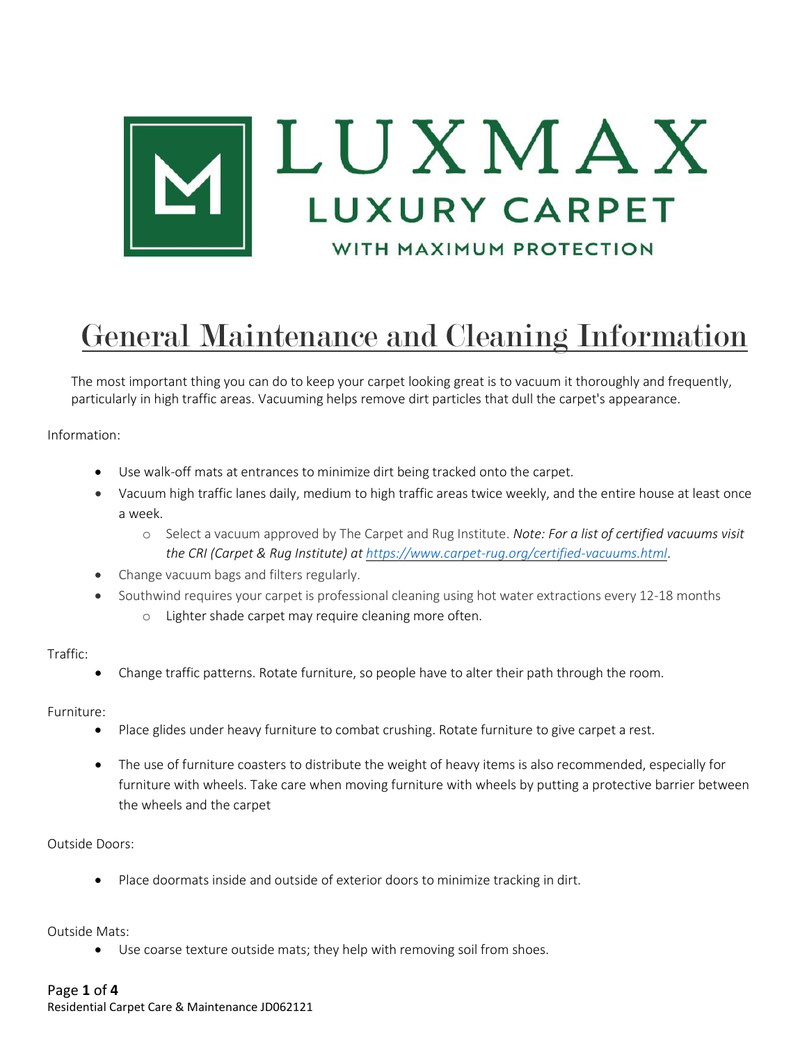# LUXMAX

## LUXURY CARPET

WITH MAXIMUM PROTECTION

# General Maintenance and Cleaning Information

The most important thing you can do to keep your carpet looking great is to vacuum it thoroughly and frequently, particularly in high traffic areas. Vacuuming helps remove dirt particles that dull the carpet's appearance.

Information:

- Use walk-off mats at entrances to minimize dirt being tracked onto the carpet.
- Vacuum high traffic lanes daily, medium to high traffic areas twice weekly, and the entire house at least once a week.
  - Select a vacuum approved by The Carpet and Rug Institute. *Note: For a list of certified vacuums visit the CRI (Carpet & Rug Institute) at [https://www.carpet-rug.org/certified-vacuums.html](https://www.carpet-rug.org/certified-vacuums.html).*
- Change vacuum bags and filters regularly.
- Southwind requires your carpet is professional cleaning using hot water extractions every 12-18 months
  - Lighter shade carpet may require cleaning more often.

Traffic:

- Change traffic patterns. Rotate furniture, so people have to alter their path through the room.

Furniture:

- Place glides under heavy furniture to combat crushing. Rotate furniture to give carpet a rest.
- The use of furniture coasters to distribute the weight of heavy items is also recommended, especially for furniture with wheels. Take care when moving furniture with wheels by putting a protective barrier between the wheels and the carpet

Outside Doors:

- Place doormats inside and outside of exterior doors to minimize tracking in dirt.

Outside Mats:

- Use coarse texture outside mats; they help with removing soil from shoes.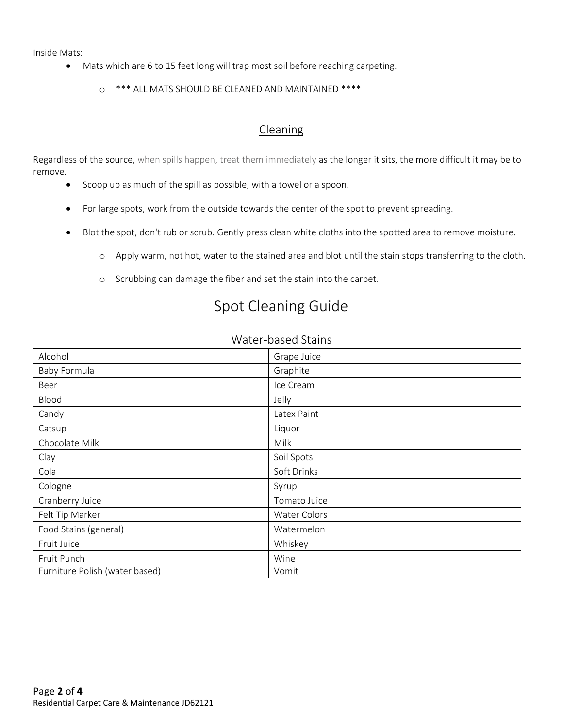Inside Mats:

- Mats which are 6 to 15 feet long will trap most soil before reaching carpeting.
    - *** ALL MATS SHOULD BE CLEANED AND MAINTAINED ****

## Cleaning

Regardless of the source, when spills happen, treat them immediately as the longer it sits, the more difficult it may be to remove.

- Scoop up as much of the spill as possible, with a towel or a spoon.
- For large spots, work from the outside towards the center of the spot to prevent spreading.
- Blot the spot, don't rub or scrub. Gently press clean white cloths into the spotted area to remove moisture.
    - Apply warm, not hot, water to the stained area and blot until the stain stops transferring to the cloth.
    - Scrubbing can damage the fiber and set the stain into the carpet.

# Spot Cleaning Guide

### Water-based Stains

| | |
|---|---|
| Alcohol | Grape Juice |
| Baby Formula | Graphite |
| Beer | Ice Cream |
| Blood | Jelly |
| Candy | Latex Paint |
| Catsup | Liquor |
| Chocolate Milk | Milk |
| Clay | Soil Spots |
| Cola | Soft Drinks |
| Cologne | Syrup |
| Cranberry Juice | Tomato Juice |
| Felt Tip Marker | Water Colors |
| Food Stains (general) | Watermelon |
| Fruit Juice | Whiskey |
| Fruit Punch | Wine |
| Furniture Polish (water based) | Vomit |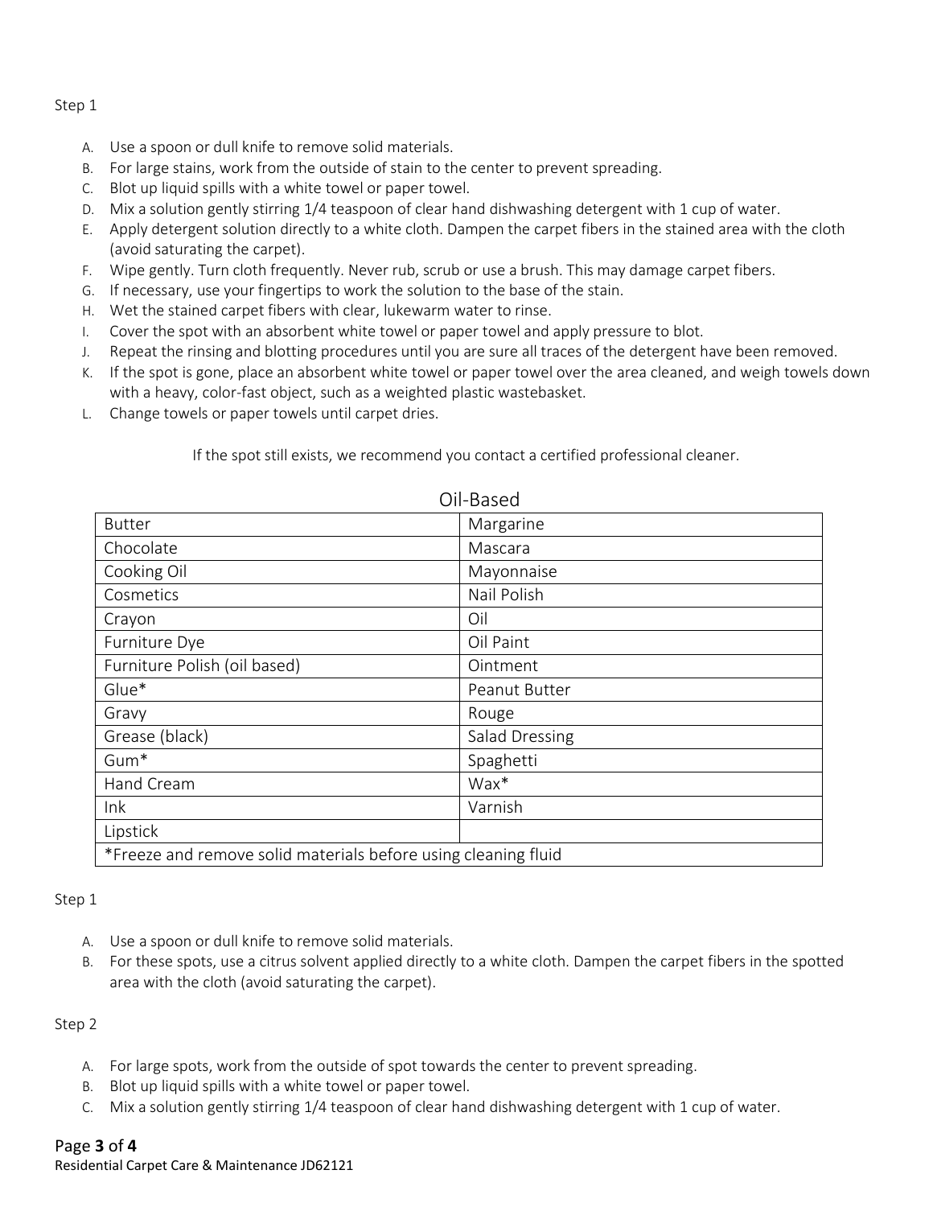Step 1

A. Use a spoon or dull knife to remove solid materials.
B. For large stains, work from the outside of stain to the center to prevent spreading.
C. Blot up liquid spills with a white towel or paper towel.
D. Mix a solution gently stirring 1/4 teaspoon of clear hand dishwashing detergent with 1 cup of water.
E. Apply detergent solution directly to a white cloth. Dampen the carpet fibers in the stained area with the cloth (avoid saturating the carpet).
F. Wipe gently. Turn cloth frequently. Never rub, scrub or use a brush. This may damage carpet fibers.
G. If necessary, use your fingertips to work the solution to the base of the stain.
H. Wet the stained carpet fibers with clear, lukewarm water to rinse.
I. Cover the spot with an absorbent white towel or paper towel and apply pressure to blot.
J. Repeat the rinsing and blotting procedures until you are sure all traces of the detergent have been removed.
K. If the spot is gone, place an absorbent white towel or paper towel over the area cleaned, and weigh towels down with a heavy, color-fast object, such as a weighted plastic wastebasket.
L. Change towels or paper towels until carpet dries.

If the spot still exists, we recommend you contact a certified professional cleaner.

| Oil-Based | |
| --- | --- |
| Butter | Margarine |
| Chocolate | Mascara |
| Cooking Oil | Mayonnaise |
| Cosmetics | Nail Polish |
| Crayon | Oil |
| Furniture Dye | Oil Paint |
| Furniture Polish (oil based) | Ointment |
| Glue* | Peanut Butter |
| Gravy | Rouge |
| Grease (black) | Salad Dressing |
| Gum* | Spaghetti |
| Hand Cream | Wax* |
| Ink | Varnish |
| Lipstick | |
| *Freeze and remove solid materials before using cleaning fluid | |

Step 1

A. Use a spoon or dull knife to remove solid materials.
B. For these spots, use a citrus solvent applied directly to a white cloth. Dampen the carpet fibers in the spotted area with the cloth (avoid saturating the carpet).

Step 2

A. For large spots, work from the outside of spot towards the center to prevent spreading.
B. Blot up liquid spills with a white towel or paper towel.
C. Mix a solution gently stirring 1/4 teaspoon of clear hand dishwashing detergent with 1 cup of water.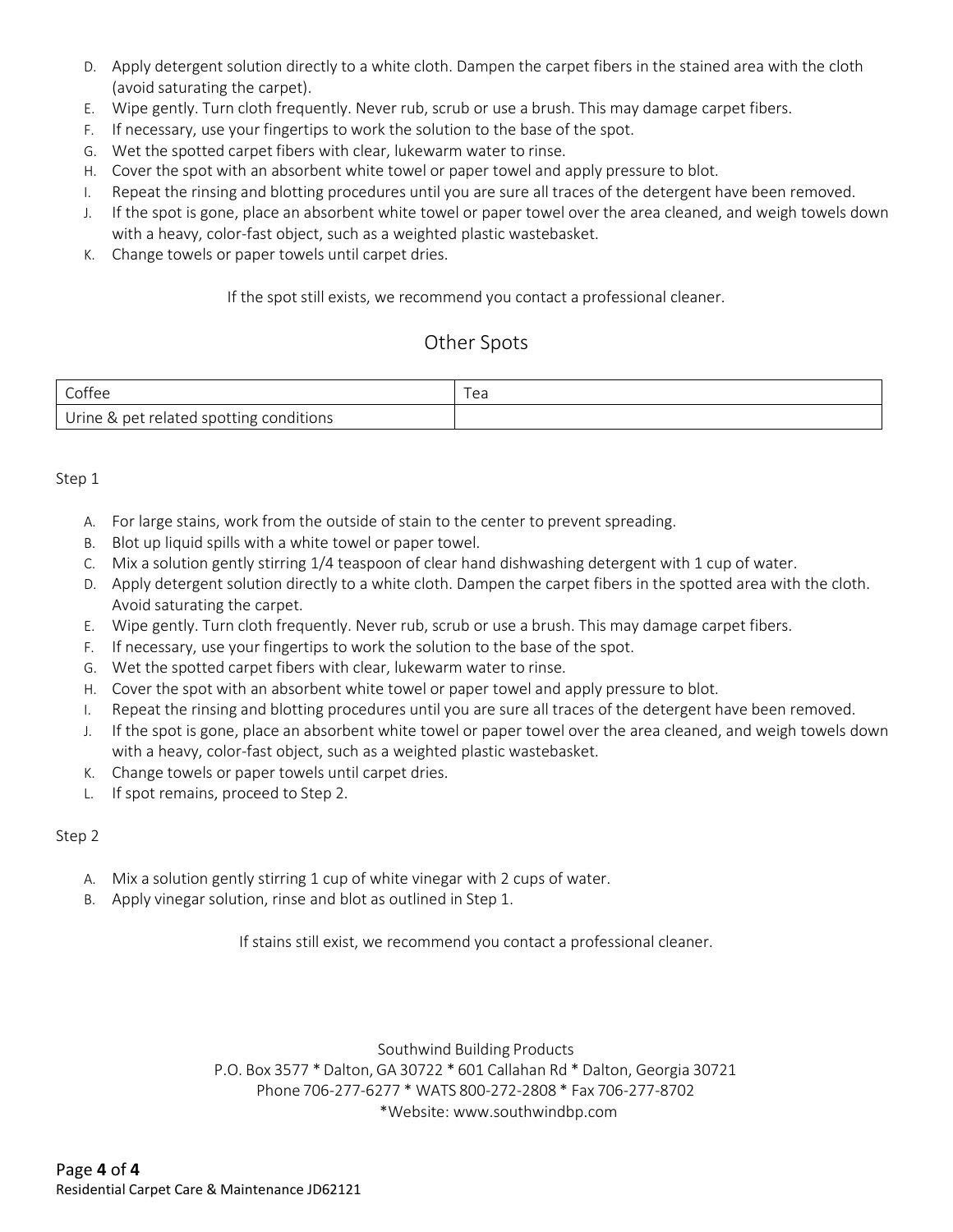D. Apply detergent solution directly to a white cloth. Dampen the carpet fibers in the stained area with the cloth (avoid saturating the carpet).
E. Wipe gently. Turn cloth frequently. Never rub, scrub or use a brush. This may damage carpet fibers.
F. If necessary, use your fingertips to work the solution to the base of the spot.
G. Wet the spotted carpet fibers with clear, lukewarm water to rinse.
H. Cover the spot with an absorbent white towel or paper towel and apply pressure to blot.
I. Repeat the rinsing and blotting procedures until you are sure all traces of the detergent have been removed.
J. If the spot is gone, place an absorbent white towel or paper towel over the area cleaned, and weigh towels down with a heavy, color-fast object, such as a weighted plastic wastebasket.
K. Change towels or paper towels until carpet dries.

If the spot still exists, we recommend you contact a professional cleaner.

## Other Spots

| | |
|---|---|
| Coffee | Tea |
| Urine & pet related spotting conditions | |

Step 1

A. For large stains, work from the outside of stain to the center to prevent spreading.
B. Blot up liquid spills with a white towel or paper towel.
C. Mix a solution gently stirring 1/4 teaspoon of clear hand dishwashing detergent with 1 cup of water.
D. Apply detergent solution directly to a white cloth. Dampen the carpet fibers in the spotted area with the cloth. Avoid saturating the carpet.
E. Wipe gently. Turn cloth frequently. Never rub, scrub or use a brush. This may damage carpet fibers.
F. If necessary, use your fingertips to work the solution to the base of the spot.
G. Wet the spotted carpet fibers with clear, lukewarm water to rinse.
H. Cover the spot with an absorbent white towel or paper towel and apply pressure to blot.
I. Repeat the rinsing and blotting procedures until you are sure all traces of the detergent have been removed.
J. If the spot is gone, place an absorbent white towel or paper towel over the area cleaned, and weigh towels down with a heavy, color-fast object, such as a weighted plastic wastebasket.
K. Change towels or paper towels until carpet dries.
L. If spot remains, proceed to Step 2.

Step 2

A. Mix a solution gently stirring 1 cup of white vinegar with 2 cups of water.
B. Apply vinegar solution, rinse and blot as outlined in Step 1.

If stains still exist, we recommend you contact a professional cleaner.

Southwind Building Products
P.O. Box 3577 * Dalton, GA 30722 * 601 Callahan Rd * Dalton, Georgia 30721
Phone 706-277-6277 * WATS 800-272-2808 * Fax 706-277-8702
*Website: www.southwindbp.com